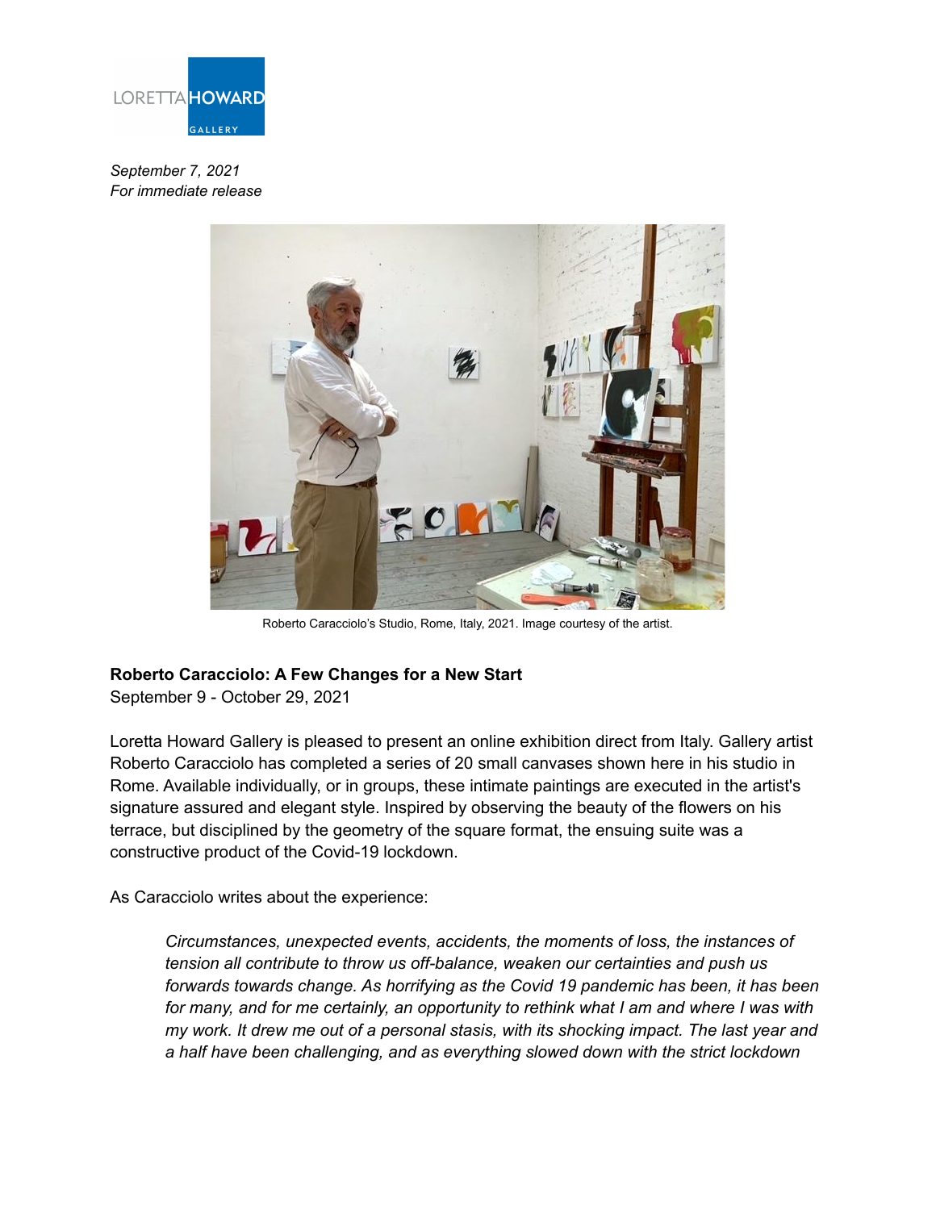LORETTA HOWARD GALLERY

*September 7, 2021*
*For immediate release*

Roberto Caracciolo's Studio, Rome, Italy, 2021. Image courtesy of the artist.

**Roberto Caracciolo: A Few Changes for a New Start**
September 9 - October 29, 2021

Loretta Howard Gallery is pleased to present an online exhibition direct from Italy. Gallery artist Roberto Caracciolo has completed a series of 20 small canvases shown here in his studio in Rome. Available individually, or in groups, these intimate paintings are executed in the artist's signature assured and elegant style. Inspired by observing the beauty of the flowers on his terrace, but disciplined by the geometry of the square format, the ensuing suite was a constructive product of the Covid-19 lockdown.

As Caracciolo writes about the experience:

> *Circumstances, unexpected events, accidents, the moments of loss, the instances of tension all contribute to throw us off-balance, weaken our certainties and push us forwards towards change. As horrifying as the Covid 19 pandemic has been, it has been for many, and for me certainly, an opportunity to rethink what I am and where I was with my work. It drew me out of a personal stasis, with its shocking impact. The last year and a half have been challenging, and as everything slowed down with the strict lockdown*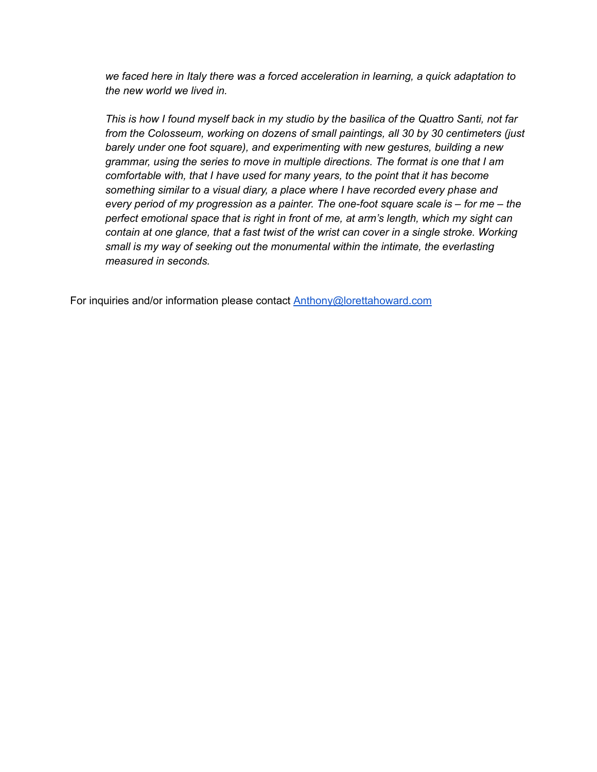*we faced here in Italy there was a forced acceleration in learning, a quick adaptation to the new world we lived in.*

*This is how I found myself back in my studio by the basilica of the Quattro Santi, not far from the Colosseum, working on dozens of small paintings, all 30 by 30 centimeters (just barely under one foot square), and experimenting with new gestures, building a new grammar, using the series to move in multiple directions. The format is one that I am comfortable with, that I have used for many years, to the point that it has become something similar to a visual diary, a place where I have recorded every phase and every period of my progression as a painter. The one-foot square scale is – for me – the perfect emotional space that is right in front of me, at arm's length, which my sight can contain at one glance, that a fast twist of the wrist can cover in a single stroke. Working small is my way of seeking out the monumental within the intimate, the everlasting measured in seconds.*

For inquiries and/or information please contact [Anthony@lorettahoward.com](mailto:Anthony@lorettahoward.com)